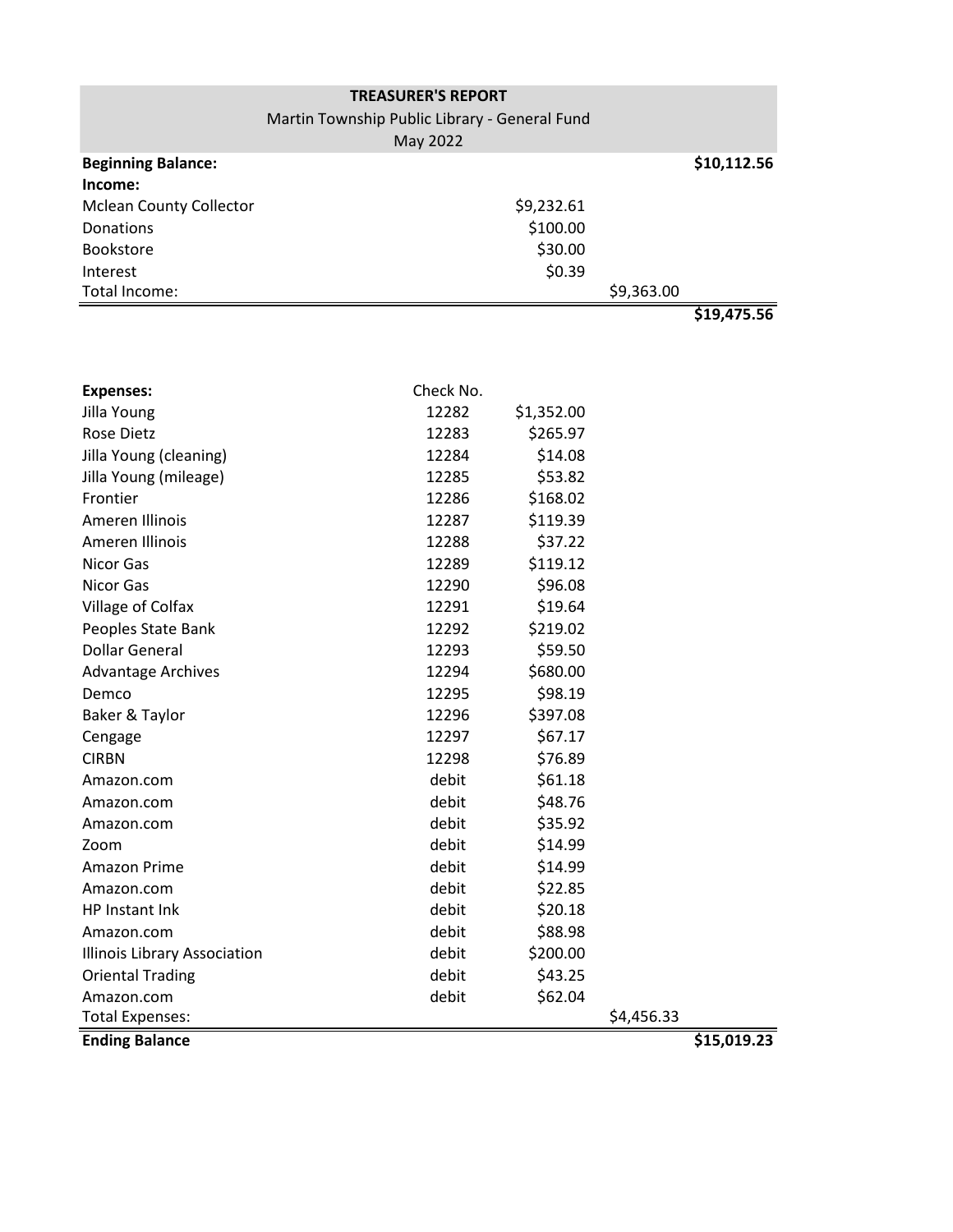**TREASURER'S REPORT**

Martin Township Public Library - General Fund

May 2022

| | | | | |
|---|---|---|---|---|
| **Beginning Balance:** | | | | **$10,112.56** |
| **Income:** | | | | |
| Mclean County Collector | | $9,232.61 | | |
| Donations | | $100.00 | | |
| Bookstore | | $30.00 | | |
| Interest | | $0.39 | | |
| Total Income: | | | $9,363.00 | |
| | | | | **$19,475.56** |
| | | | | |
| **Expenses:** | Check No. | | | |
| Jilla Young | 12282 | $1,352.00 | | |
| Rose Dietz | 12283 | $265.97 | | |
| Jilla Young (cleaning) | 12284 | $14.08 | | |
| Jilla Young (mileage) | 12285 | $53.82 | | |
| Frontier | 12286 | $168.02 | | |
| Ameren Illinois | 12287 | $119.39 | | |
| Ameren Illinois | 12288 | $37.22 | | |
| Nicor Gas | 12289 | $119.12 | | |
| Nicor Gas | 12290 | $96.08 | | |
| Village of Colfax | 12291 | $19.64 | | |
| Peoples State Bank | 12292 | $219.02 | | |
| Dollar General | 12293 | $59.50 | | |
| Advantage Archives | 12294 | $680.00 | | |
| Demco | 12295 | $98.19 | | |
| Baker & Taylor | 12296 | $397.08 | | |
| Cengage | 12297 | $67.17 | | |
| CIRBN | 12298 | $76.89 | | |
| Amazon.com | debit | $61.18 | | |
| Amazon.com | debit | $48.76 | | |
| Amazon.com | debit | $35.92 | | |
| Zoom | debit | $14.99 | | |
| Amazon Prime | debit | $14.99 | | |
| Amazon.com | debit | $22.85 | | |
| HP Instant Ink | debit | $20.18 | | |
| Amazon.com | debit | $88.98 | | |
| Illinois Library Association | debit | $200.00 | | |
| Oriental Trading | debit | $43.25 | | |
| Amazon.com | debit | $62.04 | | |
| Total Expenses: | | | $4,456.33 | |
| **Ending Balance** | | | | **$15,019.23** |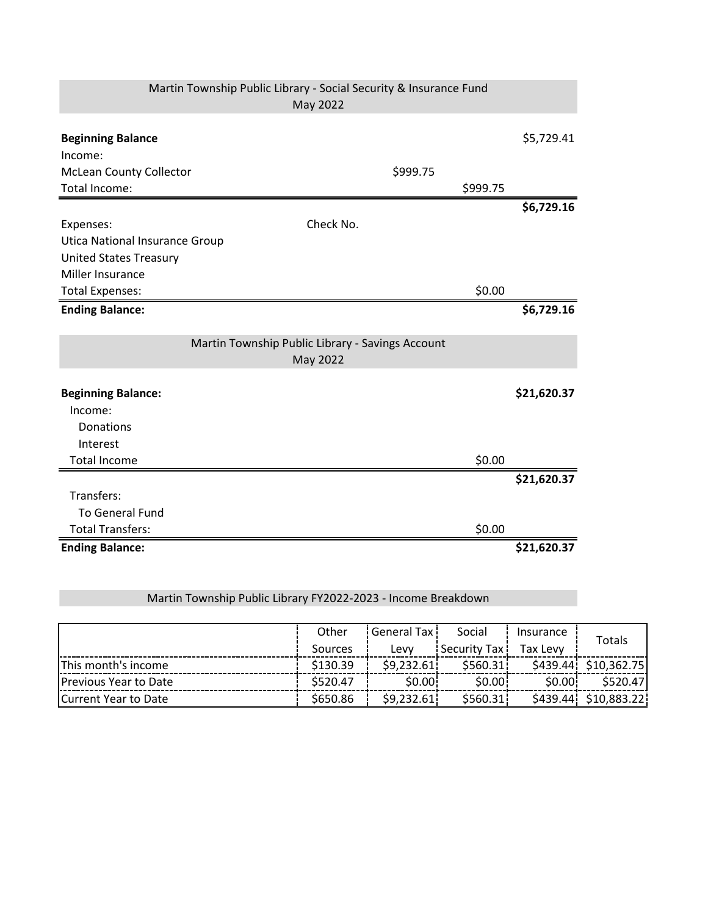## Martin Township Public Library - Social Security & Insurance Fund
May 2022

| | | | | |
|---|---|---|---|---|
| **Beginning Balance** | | | | $5,729.41 |
| Income: | | | | |
| McLean County Collector | | $999.75 | | |
| Total Income: | | | $999.75 | |
| | | | | **$6,729.16** |
| Expenses: | Check No. | | | |
| Utica National Insurance Group | | | | |
| United States Treasury | | | | |
| Miller Insurance | | | | |
| Total Expenses: | | | $0.00 | |
| **Ending Balance:** | | | | **$6,729.16** |

## Martin Township Public Library - Savings Account
May 2022

| | | |
|---|---|---|
| **Beginning Balance:** | | **$21,620.37** |
| Income: | | |
| Donations | | |
| Interest | | |
| Total Income | $0.00 | |
| | | **$21,620.37** |
| Transfers: | | |
| To General Fund | | |
| Total Transfers: | $0.00 | |
| **Ending Balance:** | | **$21,620.37** |

## Martin Township Public Library FY2022-2023 - Income Breakdown

| | Other Sources | General Tax Levy | Social Security Tax | Insurance Tax Levy | Totals |
|---|---|---|---|---|---|
| This month's income | $130.39 | $9,232.61 | $560.31 | $439.44 | $10,362.75 |
| Previous Year to Date | $520.47 | $0.00 | $0.00 | $0.00 | $520.47 |
| Current Year to Date | $650.86 | $9,232.61 | $560.31 | $439.44 | $10,883.22 |